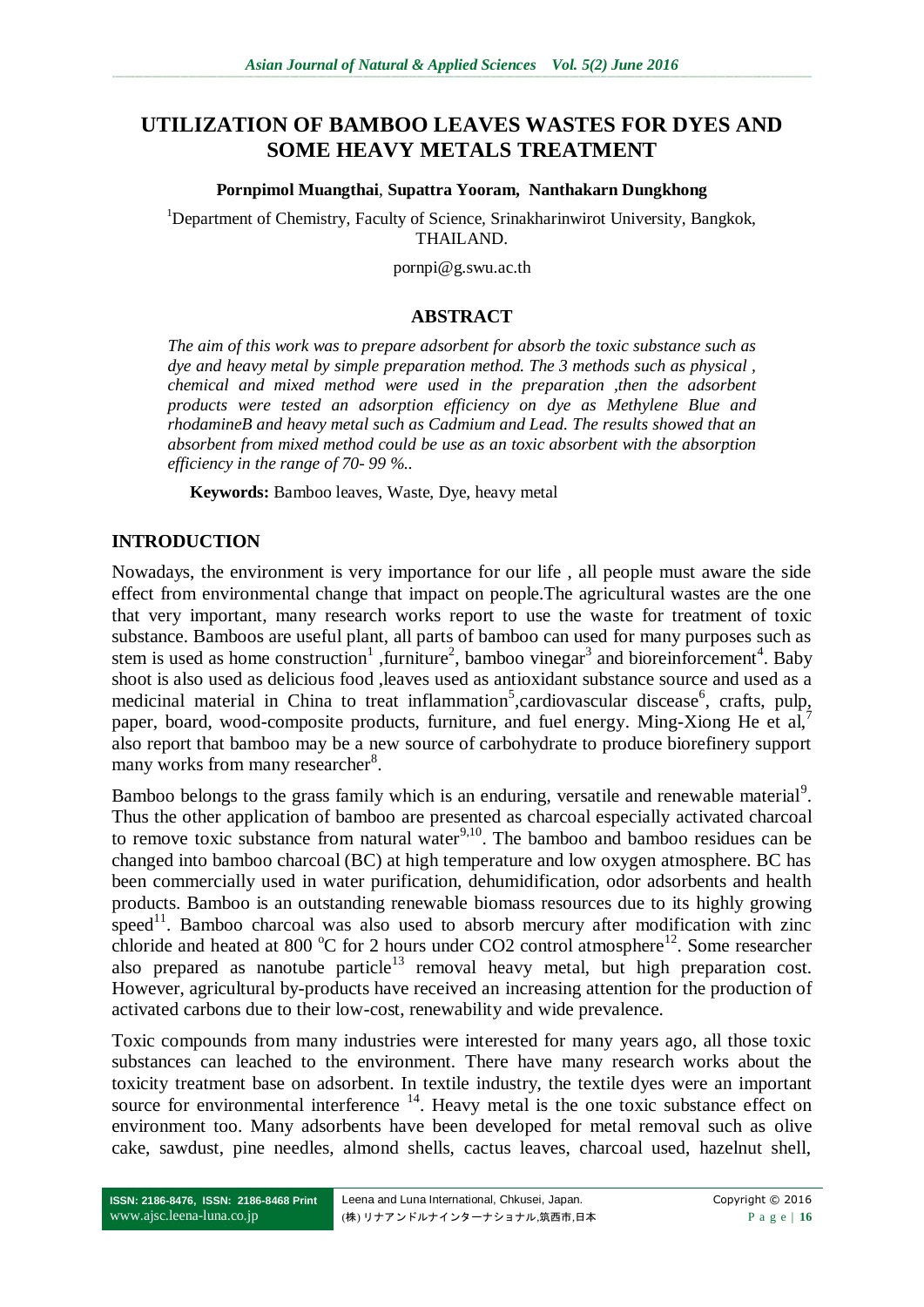# UTILIZATION OF BAMBOO LEAVES WASTES FOR DYES AND SOME HEAVY METALS TREATMENT

**Pornpimol Muangthai**, **Supattra Yooram**, **Nanthakarn Dungkhong**

[1]Department of Chemistry, Faculty of Science, Srinakharinwirot University, Bangkok, THAILAND.

pornpi@g.swu.ac.th

## ABSTRACT

*The aim of this work was to prepare adsorbent for absorb the toxic substance such as dye and heavy metal by simple preparation method. The 3 methods such as physical , chemical and mixed method were used in the preparation ,then the adsorbent products were tested an adsorption efficiency on dye as Methylene Blue and rhodamineB and heavy metal such as Cadmium and Lead. The results showed that an absorbent from mixed method could be use as an toxic absorbent with the absorption efficiency in the range of 70- 99 %..*

**Keywords:** Bamboo leaves, Waste, Dye, heavy metal

## INTRODUCTION

Nowadays, the environment is very importance for our life , all people must aware the side effect from environmental change that impact on people.The agricultural wastes are the one that very important, many research works report to use the waste for treatment of toxic substance. Bamboos are useful plant, all parts of bamboo can used for many purposes such as stem is used as home construction[1] ,furniture[2], bamboo vinegar[3] and bioreinforcement[4]. Baby shoot is also used as delicious food ,leaves used as antioxidant substance source and used as a medicinal material in China to treat inflammation[5],cardiovascular discease[6], crafts, pulp, paper, board, wood-composite products, furniture, and fuel energy. Ming-Xiong He et al,[7] also report that bamboo may be a new source of carbohydrate to produce biorefinery support many works from many researcher[8].

Bamboo belongs to the grass family which is an enduring, versatile and renewable material[9]. Thus the other application of bamboo are presented as charcoal especially activated charcoal to remove toxic substance from natural water[9,10]. The bamboo and bamboo residues can be changed into bamboo charcoal (BC) at high temperature and low oxygen atmosphere. BC has been commercially used in water purification, dehumidification, odor adsorbents and health products. Bamboo is an outstanding renewable biomass resources due to its highly growing speed[11]. Bamboo charcoal was also used to absorb mercury after modification with zinc chloride and heated at 800 $^{0}$C for 2 hours under CO2 control atmosphere[12]. Some researcher also prepared as nanotube particle[13] removal heavy metal, but high preparation cost. However, agricultural by-products have received an increasing attention for the production of activated carbons due to their low-cost, renewability and wide prevalence.

Toxic compounds from many industries were interested for many years ago, all those toxic substances can leached to the environment. There have many research works about the toxicity treatment base on adsorbent. In textile industry, the textile dyes were an important source for environmental interference [14]. Heavy metal is the one toxic substance effect on environment too. Many adsorbents have been developed for metal removal such as olive cake, sawdust, pine needles, almond shells, cactus leaves, charcoal used, hazelnut shell,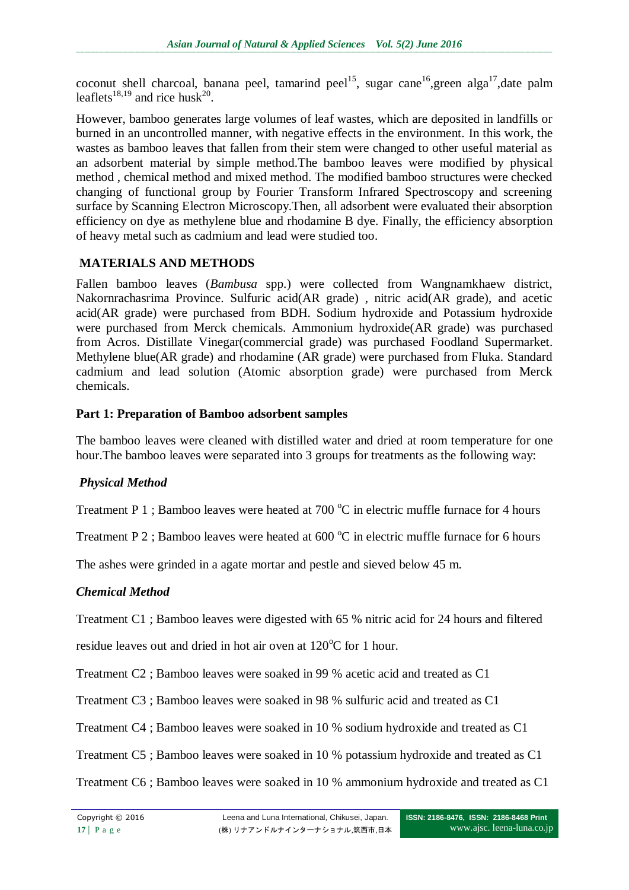coconut shell charcoal, banana peel, tamarind peel[15], sugar cane[16],green alga[17],date palm leaflets[18,19] and rice husk[20].

However, bamboo generates large volumes of leaf wastes, which are deposited in landfills or burned in an uncontrolled manner, with negative effects in the environment. In this work, the wastes as bamboo leaves that fallen from their stem were changed to other useful material as an adsorbent material by simple method.The bamboo leaves were modified by physical method , chemical method and mixed method. The modified bamboo structures were checked changing of functional group by Fourier Transform Infrared Spectroscopy and screening surface by Scanning Electron Microscopy.Then, all adsorbent were evaluated their absorption efficiency on dye as methylene blue and rhodamine B dye. Finally, the efficiency absorption of heavy metal such as cadmium and lead were studied too.

## MATERIALS AND METHODS

Fallen bamboo leaves (*Bambusa* spp.) were collected from Wangnamkhaew district, Nakornrachasrima Province. Sulfuric acid(AR grade) , nitric acid(AR grade), and acetic acid(AR grade) were purchased from BDH. Sodium hydroxide and Potassium hydroxide were purchased from Merck chemicals. Ammonium hydroxide(AR grade) was purchased from Acros. Distillate Vinegar(commercial grade) was purchased Foodland Supermarket. Methylene blue(AR grade) and rhodamine (AR grade) were purchased from Fluka. Standard cadmium and lead solution (Atomic absorption grade) were purchased from Merck chemicals.

### Part 1: Preparation of Bamboo adsorbent samples

The bamboo leaves were cleaned with distilled water and dried at room temperature for one hour.The bamboo leaves were separated into 3 groups for treatments as the following way:

#### *Physical Method*

Treatment P 1 ; Bamboo leaves were heated at 700 $^{o}$C in electric muffle furnace for 4 hours

Treatment P 2 ; Bamboo leaves were heated at 600 $^{o}$C in electric muffle furnace for 6 hours

The ashes were grinded in a agate mortar and pestle and sieved below 45 m.

#### *Chemical Method*

Treatment C1 ; Bamboo leaves were digested with 65 % nitric acid for 24 hours and filtered residue leaves out and dried in hot air oven at 120$^{o}$C for 1 hour.

Treatment C2 ; Bamboo leaves were soaked in 99 % acetic acid and treated as C1

Treatment C3 ; Bamboo leaves were soaked in 98 % sulfuric acid and treated as C1

Treatment C4 ; Bamboo leaves were soaked in 10 % sodium hydroxide and treated as C1

Treatment C5 ; Bamboo leaves were soaked in 10 % potassium hydroxide and treated as C1

Treatment C6 ; Bamboo leaves were soaked in 10 % ammonium hydroxide and treated as C1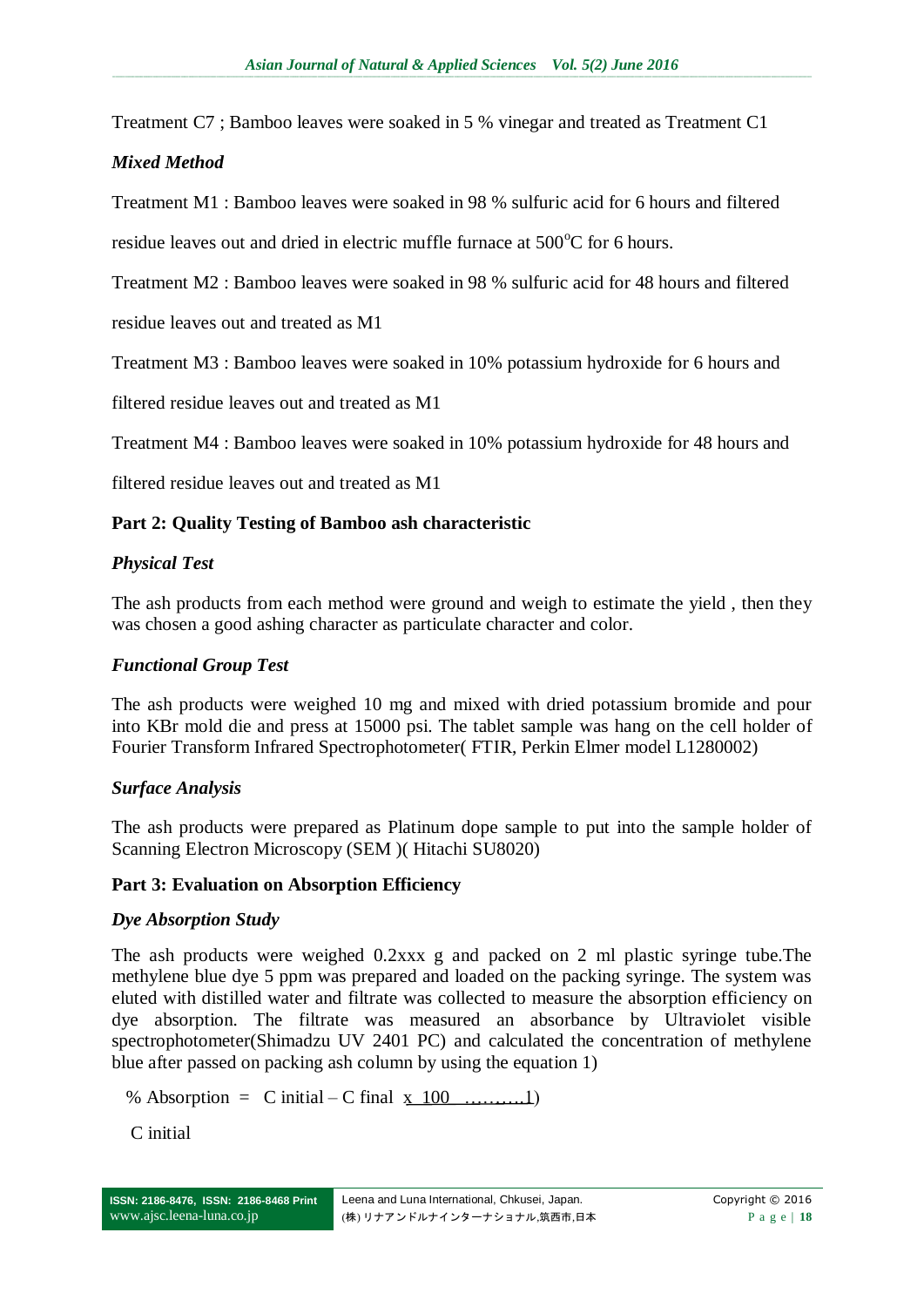Treatment C7 ; Bamboo leaves were soaked in 5 % vinegar and treated as Treatment C1

### *Mixed Method*

Treatment M1 : Bamboo leaves were soaked in 98 % sulfuric acid for 6 hours and filtered residue leaves out and dried in electric muffle furnace at 500$^{o}$C for 6 hours.

Treatment M2 : Bamboo leaves were soaked in 98 % sulfuric acid for 48 hours and filtered residue leaves out and treated as M1

Treatment M3 : Bamboo leaves were soaked in 10% potassium hydroxide for 6 hours and filtered residue leaves out and treated as M1

Treatment M4 : Bamboo leaves were soaked in 10% potassium hydroxide for 48 hours and filtered residue leaves out and treated as M1

## Part 2: Quality Testing of Bamboo ash characteristic

### *Physical Test*

The ash products from each method were ground and weigh to estimate the yield , then they was chosen a good ashing character as particulate character and color.

### *Functional Group Test*

The ash products were weighed 10 mg and mixed with dried potassium bromide and pour into KBr mold die and press at 15000 psi. The tablet sample was hang on the cell holder of Fourier Transform Infrared Spectrophotometer( FTIR, Perkin Elmer model L1280002)

### *Surface Analysis*

The ash products were prepared as Platinum dope sample to put into the sample holder of Scanning Electron Microscopy (SEM )( Hitachi SU8020)

## Part 3: Evaluation on Absorption Efficiency

### *Dye Absorption Study*

The ash products were weighed 0.2xxx g and packed on 2 ml plastic syringe tube.The methylene blue dye 5 ppm was prepared and loaded on the packing syringe. The system was eluted with distilled water and filtrate was collected to measure the absorption efficiency on dye absorption. The filtrate was measured an absorbance by Ultraviolet visible spectrophotometer(Shimadzu UV 2401 PC) and calculated the concentration of methylene blue after passed on packing ash column by using the equation 1)

$$\% \text{ Absorption} = \frac{C_{initial} - C_{final}}{C_{initial}} \times 100 \quad \text{..........1)}$$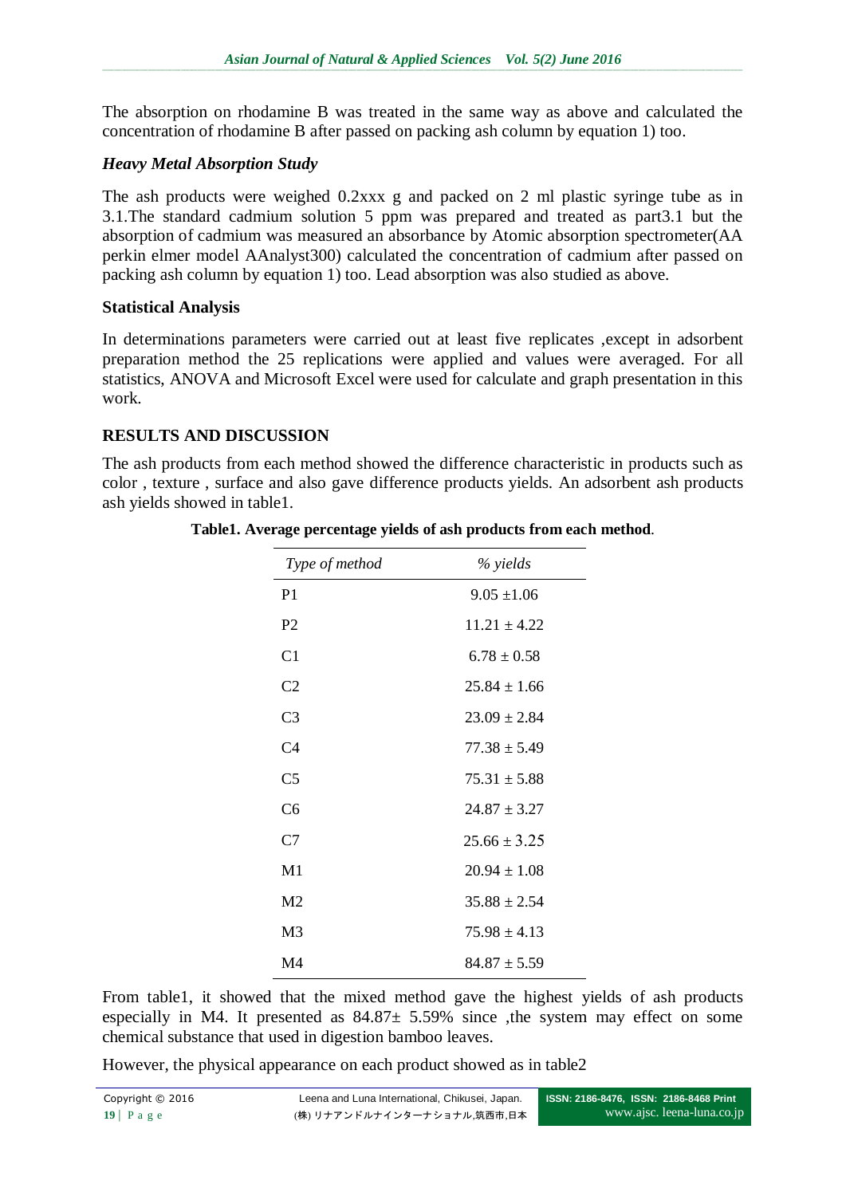The absorption on rhodamine B was treated in the same way as above and calculated the concentration of rhodamine B after passed on packing ash column by equation 1) too.

### *Heavy Metal Absorption Study*

The ash products were weighed 0.2xxx g and packed on 2 ml plastic syringe tube as in 3.1.The standard cadmium solution 5 ppm was prepared and treated as part3.1 but the absorption of cadmium was measured an absorbance by Atomic absorption spectrometer(AA perkin elmer model AAnalyst300) calculated the concentration of cadmium after passed on packing ash column by equation 1) too. Lead absorption was also studied as above.

### **Statistical Analysis**

In determinations parameters were carried out at least five replicates ,except in adsorbent preparation method the 25 replications were applied and values were averaged. For all statistics, ANOVA and Microsoft Excel were used for calculate and graph presentation in this work.

## **RESULTS AND DISCUSSION**

The ash products from each method showed the difference characteristic in products such as color , texture , surface and also gave difference products yields. An adsorbent ash products ash yields showed in table1.

**Table1. Average percentage yields of ash products from each method**.

| *Type of method* | *% yields* |
|---|---|
| P1 | 9.05 ±1.06 |
| P2 | 11.21 ± 4.22 |
| C1 | 6.78 ± 0.58 |
| C2 | 25.84 ± 1.66 |
| C3 | 23.09 ± 2.84 |
| C4 | 77.38 ± 5.49 |
| C5 | 75.31 ± 5.88 |
| C6 | 24.87 ± 3.27 |
| C7 | 25.66 ± 3.25 |
| M1 | 20.94 ± 1.08 |
| M2 | 35.88 ± 2.54 |
| M3 | 75.98 ± 4.13 |
| M4 | 84.87 ± 5.59 |

From table1, it showed that the mixed method gave the highest yields of ash products especially in M4. It presented as 84.87± 5.59% since ,the system may effect on some chemical substance that used in digestion bamboo leaves.

However, the physical appearance on each product showed as in table2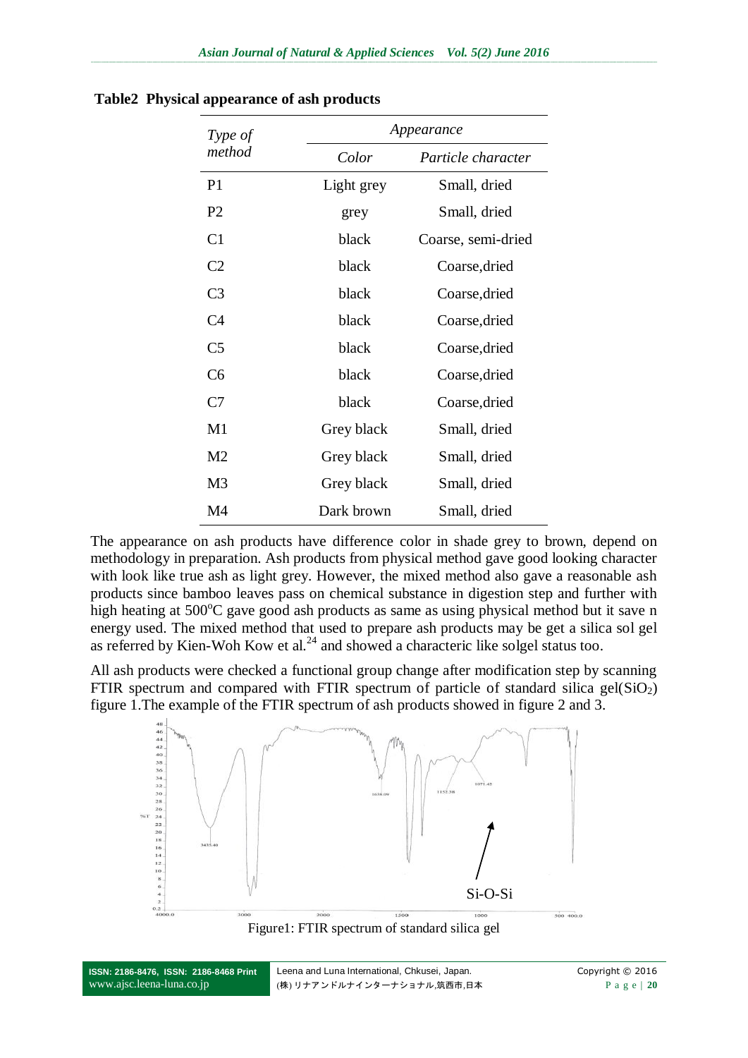**Table2 Physical appearance of ash products**

| *Type of method* | *Appearance* | |
|---|---|---|
| | *Color* | *Particle character* |
| P1 | Light grey | Small, dried |
| P2 | grey | Small, dried |
| C1 | black | Coarse, semi-dried |
| C2 | black | Coarse,dried |
| C3 | black | Coarse,dried |
| C4 | black | Coarse,dried |
| C5 | black | Coarse,dried |
| C6 | black | Coarse,dried |
| C7 | black | Coarse,dried |
| M1 | Grey black | Small, dried |
| M2 | Grey black | Small, dried |
| M3 | Grey black | Small, dried |
| M4 | Dark brown | Small, dried |

The appearance on ash products have difference color in shade grey to brown, depend on methodology in preparation. Ash products from physical method gave good looking character with look like true ash as light grey. However, the mixed method also gave a reasonable ash products since bamboo leaves pass on chemical substance in digestion step and further with high heating at 500°C gave good ash products as same as using physical method but it save n energy used. The mixed method that used to prepare ash products may be get a silica sol gel as referred by Kien-Woh Kow et al.[24] and showed a characteric like solgel status too.

All ash products were checked a functional group change after modification step by scanning FTIR spectrum and compared with FTIR spectrum of particle of standard silica gel($SiO_2$) figure 1.The example of the FTIR spectrum of ash products showed in figure 2 and 3.

Figure1: FTIR spectrum of standard silica gel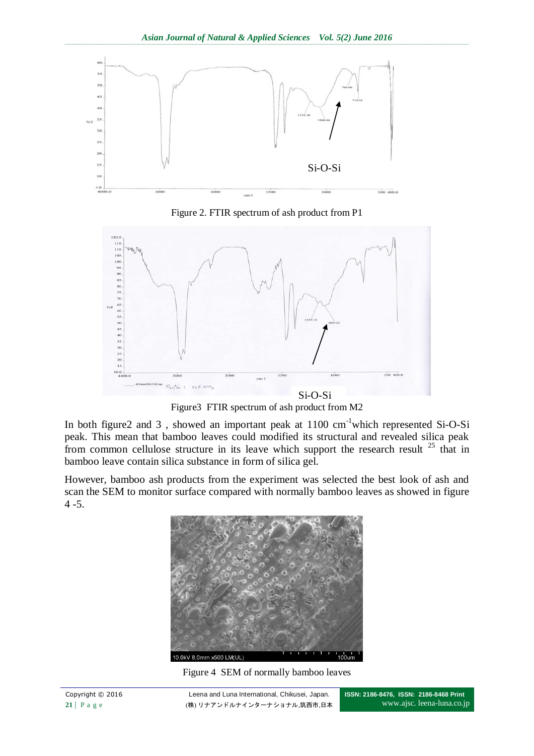Figure 2. FTIR spectrum of ash product from P1

Figure3 FTIR spectrum of ash product from M2

In both figure2 and 3 , showed an important peak at 1100 $cm^{-1}$which represented Si-O-Si peak. This mean that bamboo leaves could modified its structural and revealed silica peak from common cellulose structure in its leave which support the research result [25] that in bamboo leave contain silica substance in form of silica gel.

However, bamboo ash products from the experiment was selected the best look of ash and scan the SEM to monitor surface compared with normally bamboo leaves as showed in figure 4 -5.

Figure 4 SEM of normally bamboo leaves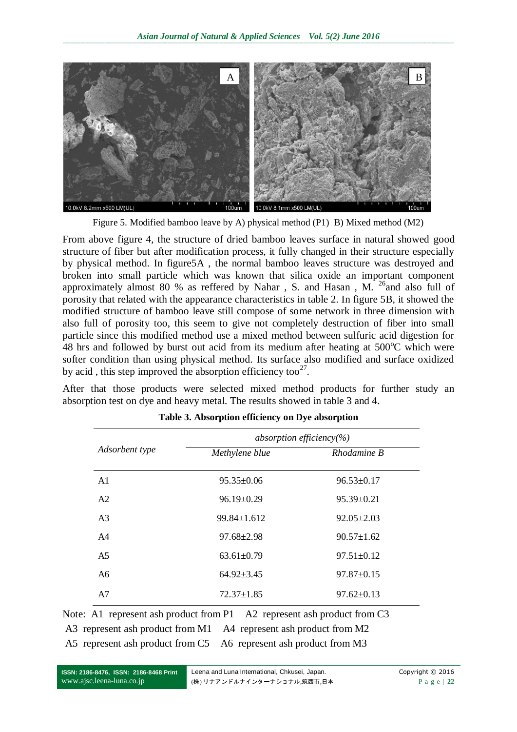Figure 5. Modified bamboo leave by A) physical method (P1) B) Mixed method (M2)

From above figure 4, the structure of dried bamboo leaves surface in natural showed good structure of fiber but after modification process, it fully changed in their structure especially by physical method. In figure5A , the normal bamboo leaves structure was destroyed and broken into small particle which was known that silica oxide an important component approximately almost 80 % as reffered by Nahar , S. and Hasan , M. [26]and also full of porosity that related with the appearance characteristics in table 2. In figure 5B, it showed the modified structure of bamboo leave still compose of some network in three dimension with also full of porosity too, this seem to give not completely destruction of fiber into small particle since this modified method use a mixed method between sulfuric acid digestion for 48 hrs and followed by burst out acid from its medium after heating at 500$^{o}$C which were softer condition than using physical method. Its surface also modified and surface oxidized by acid , this step improved the absorption efficiency too[27].

After that those products were selected mixed method products for further study an absorption test on dye and heavy metal. The results showed in table 3 and 4.

**Table 3. Absorption efficiency on Dye absorption**

| *Adsorbent type* | *absorption efficiency(%)* | |
|---|---|---|
| | *Methylene blue* | *Rhodamine B* |
| A1 | 95.35±0.06 | 96.53±0.17 |
| A2 | 96.19±0.29 | 95.39±0.21 |
| A3 | 99.84±1.612 | 92.05±2.03 |
| A4 | 97.68±2.98 | 90.57±1.62 |
| A5 | 63.61±0.79 | 97.51±0.12 |
| A6 | 64.92±3.45 | 97.87±0.15 |
| A7 | 72.37±1.85 | 97.62±0.13 |

Note: A1 represent ash product from P1 A2 represent ash product from C3
A3 represent ash product from M1 A4 represent ash product from M2
A5 represent ash product from C5 A6 represent ash product from M3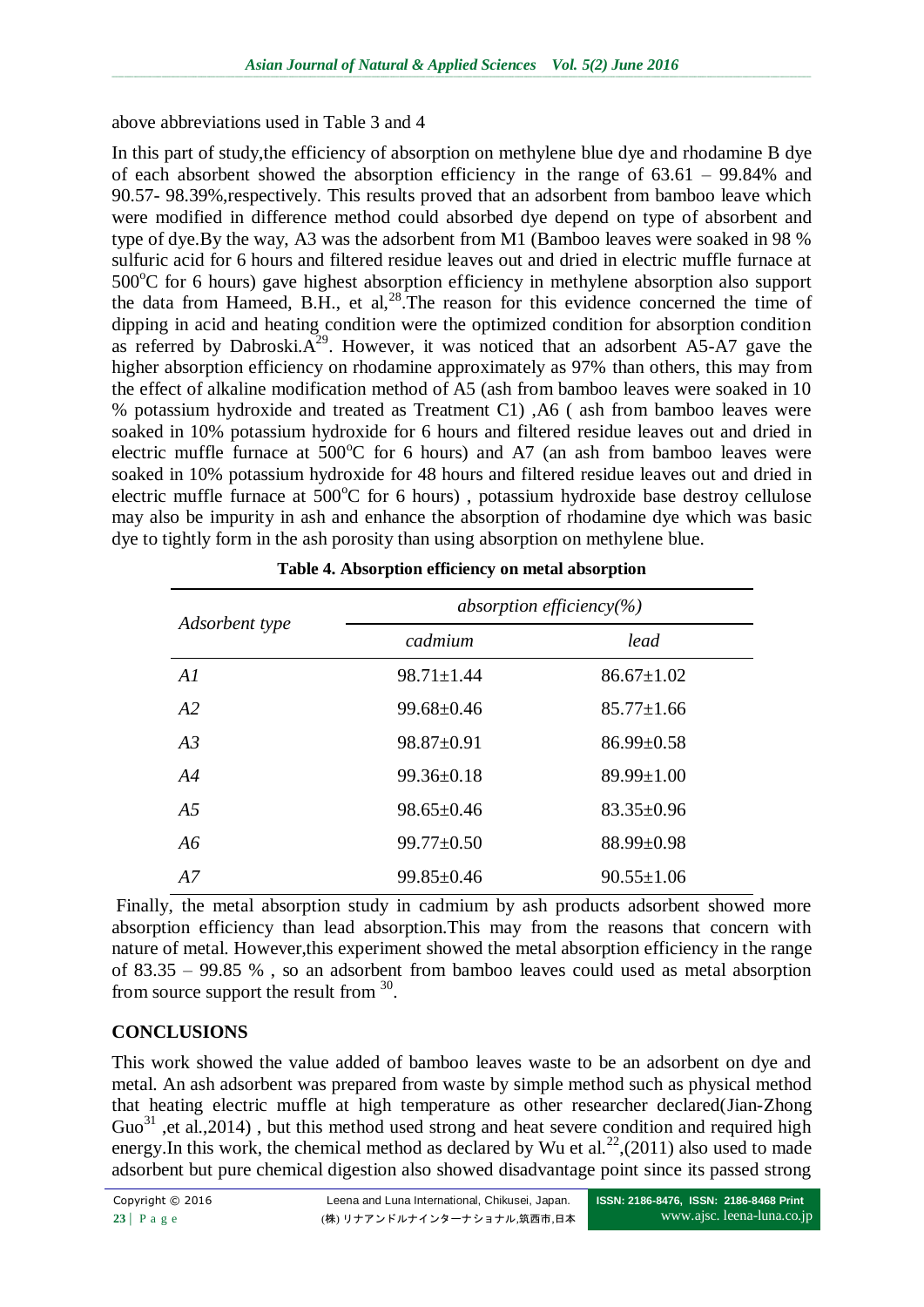above abbreviations used in Table 3 and 4

In this part of study,the efficiency of absorption on methylene blue dye and rhodamine B dye of each absorbent showed the absorption efficiency in the range of 63.61 – 99.84% and 90.57- 98.39%,respectively. This results proved that an adsorbent from bamboo leave which were modified in difference method could absorbed dye depend on type of absorbent and type of dye.By the way, A3 was the adsorbent from M1 (Bamboo leaves were soaked in 98 % sulfuric acid for 6 hours and filtered residue leaves out and dried in electric muffle furnace at 500°C for 6 hours) gave highest absorption efficiency in methylene absorption also support the data from Hameed, B.H., et al,[28].The reason for this evidence concerned the time of dipping in acid and heating condition were the optimized condition for absorption condition as referred by Dabroski.A[29]. However, it was noticed that an adsorbent A5-A7 gave the higher absorption efficiency on rhodamine approximately as 97% than others, this may from the effect of alkaline modification method of A5 (ash from bamboo leaves were soaked in 10 % potassium hydroxide and treated as Treatment C1) ,A6 ( ash from bamboo leaves were soaked in 10% potassium hydroxide for 6 hours and filtered residue leaves out and dried in electric muffle furnace at 500°C for 6 hours) and A7 (an ash from bamboo leaves were soaked in 10% potassium hydroxide for 48 hours and filtered residue leaves out and dried in electric muffle furnace at 500°C for 6 hours) , potassium hydroxide base destroy cellulose may also be impurity in ash and enhance the absorption of rhodamine dye which was basic dye to tightly form in the ash porosity than using absorption on methylene blue.

**Table 4. Absorption efficiency on metal absorption**

| *Adsorbent type* | *absorption efficiency(%)* | |
|---|---|---|
| | *cadmium* | *lead* |
| *A1* | 98.71±1.44 | 86.67±1.02 |
| *A2* | 99.68±0.46 | 85.77±1.66 |
| *A3* | 98.87±0.91 | 86.99±0.58 |
| *A4* | 99.36±0.18 | 89.99±1.00 |
| *A5* | 98.65±0.46 | 83.35±0.96 |
| *A6* | 99.77±0.50 | 88.99±0.98 |
| *A7* | 99.85±0.46 | 90.55±1.06 |

Finally, the metal absorption study in cadmium by ash products adsorbent showed more absorption efficiency than lead absorption.This may from the reasons that concern with nature of metal. However,this experiment showed the metal absorption efficiency in the range of 83.35 – 99.85 % , so an adsorbent from bamboo leaves could used as metal absorption from source support the result from [30].

## CONCLUSIONS

This work showed the value added of bamboo leaves waste to be an adsorbent on dye and metal. An ash adsorbent was prepared from waste by simple method such as physical method that heating electric muffle at high temperature as other researcher declared(Jian-Zhong Guo[31] ,et al.,2014) , but this method used strong and heat severe condition and required high energy.In this work, the chemical method as declared by Wu et al.[22],(2011) also used to made adsorbent but pure chemical digestion also showed disadvantage point since its passed strong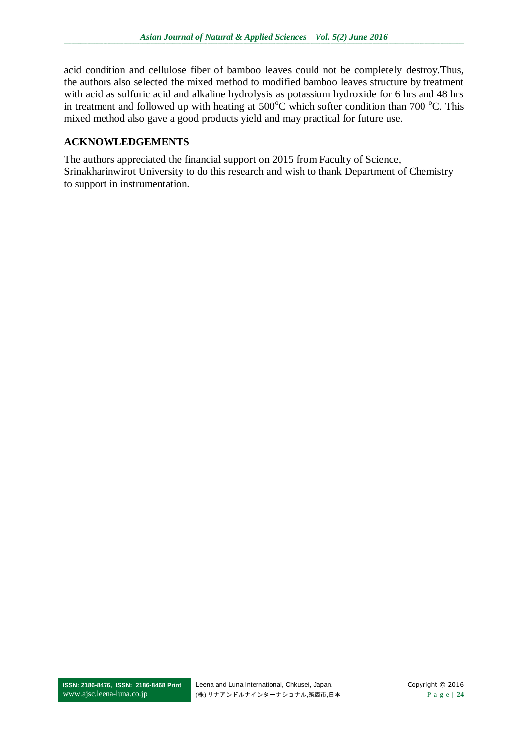acid condition and cellulose fiber of bamboo leaves could not be completely destroy.Thus, the authors also selected the mixed method to modified bamboo leaves structure by treatment with acid as sulfuric acid and alkaline hydrolysis as potassium hydroxide for 6 hrs and 48 hrs in treatment and followed up with heating at 500$^{o}$C which softer condition than 700 $^{o}$C. This mixed method also gave a good products yield and may practical for future use.

## ACKNOWLEDGEMENTS

The authors appreciated the financial support on 2015 from Faculty of Science, Srinakharinwirot University to do this research and wish to thank Department of Chemistry to support in instrumentation.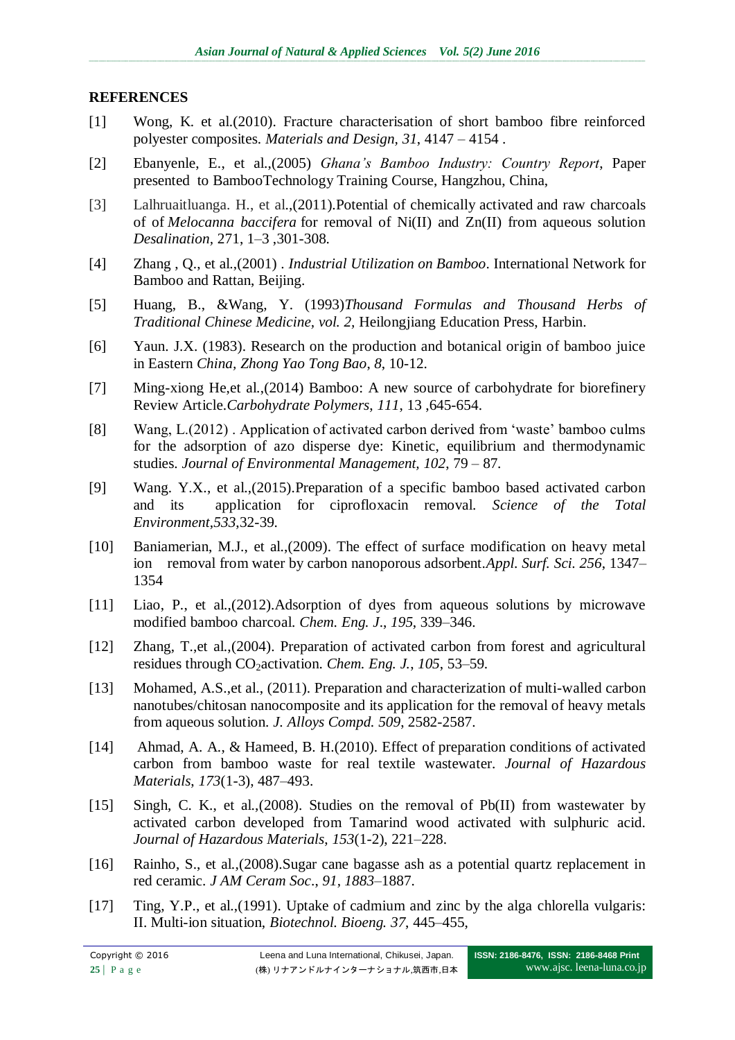## REFERENCES

[1] Wong, K. et al.(2010). Fracture characterisation of short bamboo fibre reinforced polyester composites. *Materials and Design, 31*, 4147 – 4154 .

[2] Ebanyenle, E., et al.,(2005) *Ghana's Bamboo Industry: Country Report*, Paper presented to BambooTechnology Training Course, Hangzhou, China,

[3] Lalhruaitluanga. H., et al.,(2011).Potential of chemically activated and raw charcoals of of *Melocanna baccifera* for removal of Ni(II) and Zn(II) from aqueous solution *Desalination*, 271, 1–3 ,301-308.

[4] Zhang , Q., et al.,(2001) . *Industrial Utilization on Bamboo*. International Network for Bamboo and Rattan, Beijing.

[5] Huang, B., &Wang, Y. (1993)*Thousand Formulas and Thousand Herbs of Traditional Chinese Medicine, vol. 2,* Heilongjiang Education Press, Harbin.

[6] Yaun. J.X. (1983). Research on the production and botanical origin of bamboo juice in Eastern *China, Zhong Yao Tong Bao, 8*, 10-12.

[7] Ming-xiong He,et al.,(2014) Bamboo: A new source of carbohydrate for biorefinery Review Article.*Carbohydrate Polymers, 111*, 13 ,645-654.

[8] Wang, L.(2012) . Application of activated carbon derived from 'waste' bamboo culms for the adsorption of azo disperse dye: Kinetic, equilibrium and thermodynamic studies. *Journal of Environmental Management, 102*, 79 – 87.

[9] Wang. Y.X., et al.,(2015).Preparation of a specific bamboo based activated carbon and its application for ciprofloxacin removal. *Science of the Total Environment,533*,32-39.

[10] Baniamerian, M.J., et al.,(2009). The effect of surface modification on heavy metal ion removal from water by carbon nanoporous adsorbent.*Appl. Surf. Sci. 256*, 1347–1354

[11] Liao, P., et al.,(2012).Adsorption of dyes from aqueous solutions by microwave modified bamboo charcoal. *Chem. Eng. J*., *195*, 339–346.

[12] Zhang, T.,et al.,(2004). Preparation of activated carbon from forest and agricultural residues through $CO_2$activation. *Chem. Eng. J.*, *105*, 53–59.

[13] Mohamed, A.S.,et al., (2011). Preparation and characterization of multi-walled carbon nanotubes/chitosan nanocomposite and its application for the removal of heavy metals from aqueous solution. *J. Alloys Compd. 509*, 2582-2587.

[14] Ahmad, A. A., & Hameed, B. H.(2010). Effect of preparation conditions of activated carbon from bamboo waste for real textile wastewater. *Journal of Hazardous Materials*, *173*(1-3), 487–493.

[15] Singh, C. K., et al.,(2008). Studies on the removal of Pb(II) from wastewater by activated carbon developed from Tamarind wood activated with sulphuric acid. *Journal of Hazardous Materials*, *153*(1-2), 221–228.

[16] Rainho, S., et al.,(2008).Sugar cane bagasse ash as a potential quartz replacement in red ceramic. *J AM Ceram Soc*., *91*, *1883*–1887.

[17] Ting, Y.P., et al.,(1991). Uptake of cadmium and zinc by the alga chlorella vulgaris: II. Multi-ion situation, *Biotechnol. Bioeng. 37*, 445–455,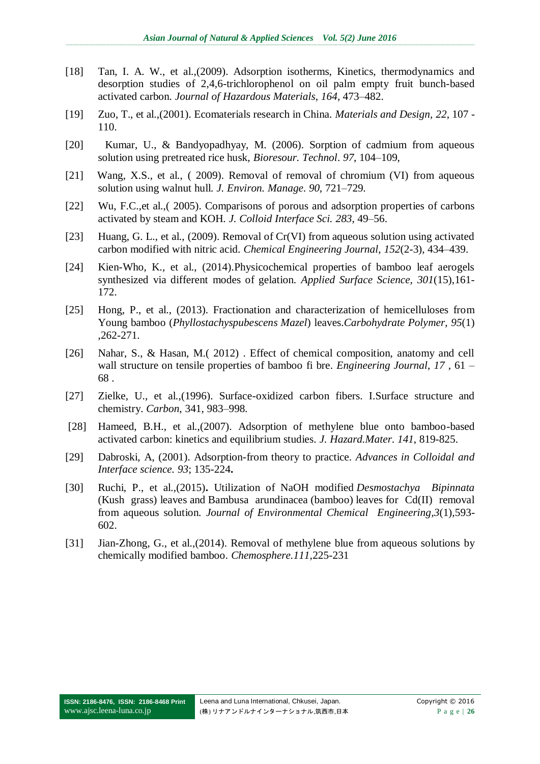[18] Tan, I. A. W., et al.,(2009). Adsorption isotherms, Kinetics, thermodynamics and desorption studies of 2,4,6-trichlorophenol on oil palm empty fruit bunch-based activated carbon. *Journal of Hazardous Materials*, *164*, 473–482.

[19] Zuo, T., et al.,(2001). Ecomaterials research in China. *Materials and Design*, *22*, 107 - 110.

[20] Kumar, U., & Bandyopadhyay, M. (2006). Sorption of cadmium from aqueous solution using pretreated rice husk, *Bioresour. Technol*. *97*, 104–109,

[21] Wang, X.S., et al., ( 2009). Removal of removal of chromium (VI) from aqueous solution using walnut hull. *J. Environ. Manage. 90*, 721–729.

[22] Wu, F.C.,et al.,( 2005). Comparisons of porous and adsorption properties of carbons activated by steam and KOH. *J. Colloid Interface Sci. 283*, 49–56.

[23] Huang, G. L., et al., (2009). Removal of Cr(VI) from aqueous solution using activated carbon modified with nitric acid. *Chemical Engineering Journal*, *152*(2-3), 434–439.

[24] Kien-Who, K., et al., (2014).Physicochemical properties of bamboo leaf aerogels synthesized via different modes of gelation. *Applied Surface Science*, *301*(15),161-172.

[25] Hong, P., et al., (2013). Fractionation and characterization of hemicelluloses from Young bamboo (*Phyllostachyspubescens Mazel*) leaves.*Carbohydrate Polymer*, *95*(1) ,262-271.

[26] Nahar, S., & Hasan, M.( 2012) . Effect of chemical composition, anatomy and cell wall structure on tensile properties of bamboo fi bre. *Engineering Journal*, *17* , 61 – 68 .

[27] Zielke, U., et al.,(1996). Surface-oxidized carbon fibers. I.Surface structure and chemistry. *Carbon*, 341, 983–998.

[28] Hameed, B.H., et al.,(2007). Adsorption of methylene blue onto bamboo-based activated carbon: kinetics and equilibrium studies. *J. Hazard.Mater. 141*, 819-825.

[29] Dabroski, A, (2001). Adsorption-from theory to practice. *Advances in Colloidal and Interface science. 93*; 135-224**.**

[30] Ruchi, P., et al.,(2015)**.** Utilization of NaOH modified *Desmostachya Bipinnata* (Kush grass) leaves and Bambusa arundinacea (bamboo) leaves for Cd(II) removal from aqueous solution. *Journal of Environmental Chemical Engineering*,*3*(1),593-602.

[31] Jian-Zhong, G., et al.,(2014). Removal of methylene blue from aqueous solutions by chemically modified bamboo. *Chemosphere.111*,225-231